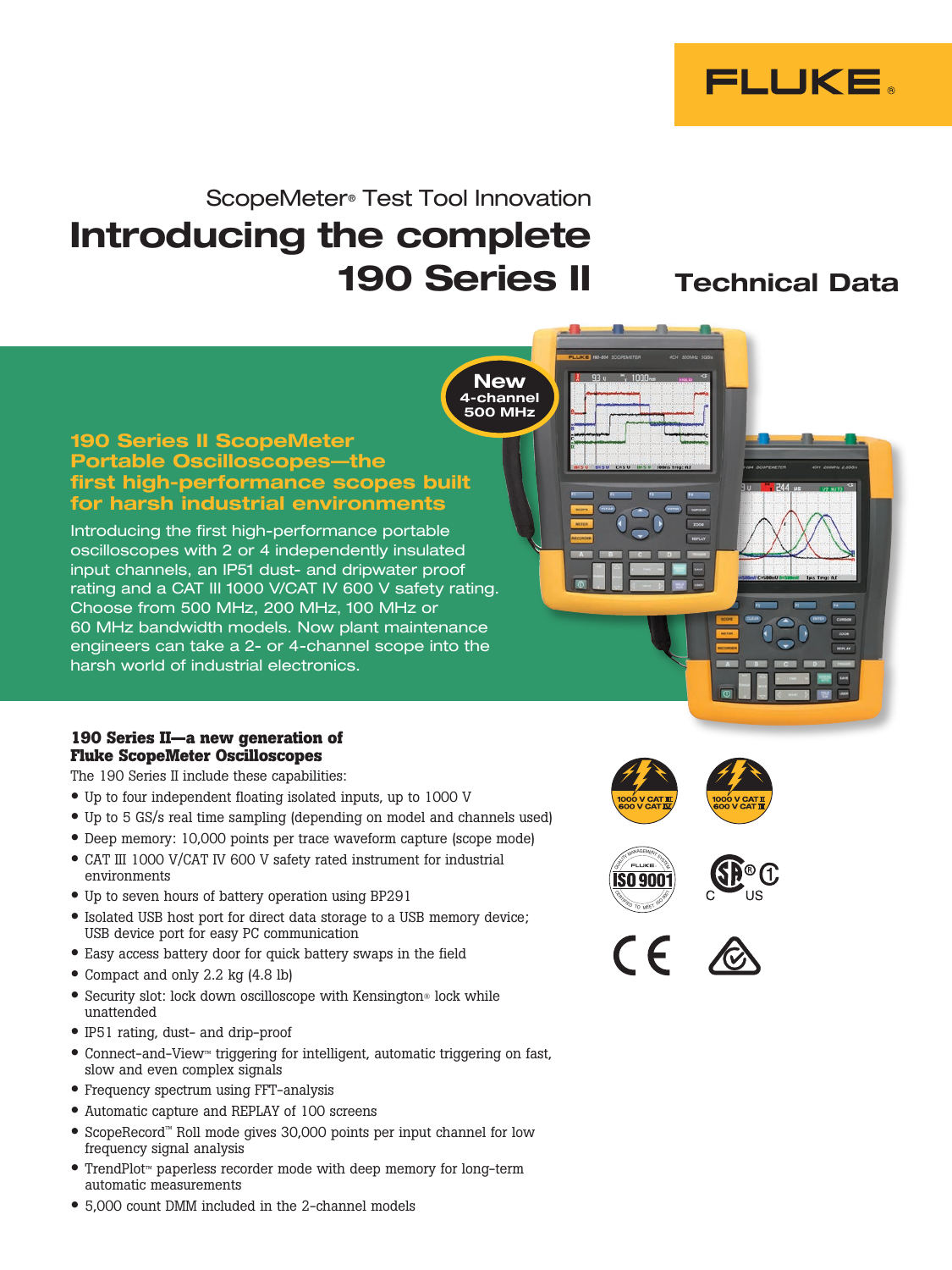FLUKE®

ScopeMeter® Test Tool Innovation

# Introducing the complete 190 Series II

## Technical Data

New 4-channel 500 MHz

### 190 Series II ScopeMeter Portable Oscilloscopes—the first high-performance scopes built for harsh industrial environments

Introducing the first high-performance portable oscilloscopes with 2 or 4 independently insulated input channels, an IP51 dust- and dripwater proof rating and a CAT III 1000 V/CAT IV 600 V safety rating. Choose from 500 MHz, 200 MHz, 100 MHz or 60 MHz bandwidth models. Now plant maintenance engineers can take a 2- or 4-channel scope into the harsh world of industrial electronics.

### 190 Series II—a new generation of Fluke ScopeMeter Oscilloscopes

The 190 Series II include these capabilities:

- Up to four independent floating isolated inputs, up to 1000 V
- Up to 5 GS/s real time sampling (depending on model and channels used)
- Deep memory: 10,000 points per trace waveform capture (scope mode)
- CAT III 1000 V/CAT IV 600 V safety rated instrument for industrial environments
- Up to seven hours of battery operation using BP291
- Isolated USB host port for direct data storage to a USB memory device; USB device port for easy PC communication
- Easy access battery door for quick battery swaps in the field
- Compact and only 2.2 kg (4.8 lb)
- Security slot: lock down oscilloscope with Kensington® lock while unattended
- IP51 rating, dust- and drip-proof
- Connect-and-View™ triggering for intelligent, automatic triggering on fast, slow and even complex signals
- Frequency spectrum using FFT-analysis
- Automatic capture and REPLAY of 100 screens
- ScopeRecord™ Roll mode gives 30,000 points per input channel for low frequency signal analysis
- TrendPlot™ paperless recorder mode with deep memory for long-term automatic measurements
- 5,000 count DMM included in the 2-channel models

1000 V CAT III 600 V CAT IV

1000 V CAT II 600 V CAT III

ISO 9001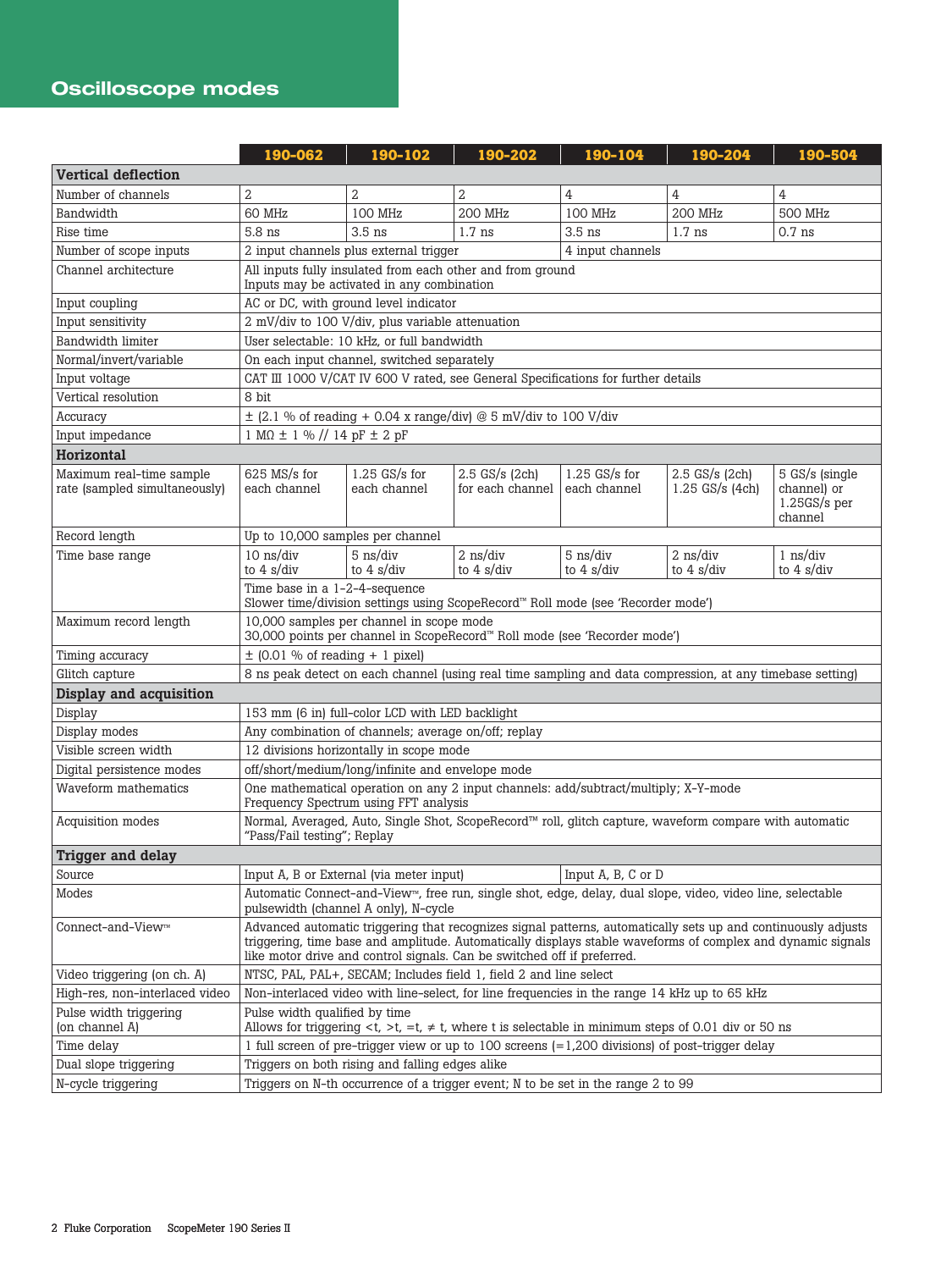## Oscilloscope modes

| | 190-062 | 190-102 | 190-202 | 190-104 | 190-204 | 190-504 |
|---|---|---|---|---|---|---|
| **Vertical deflection** | | | | | | |
| Number of channels | 2 | 2 | 2 | 4 | 4 | 4 |
| Bandwidth | 60 MHz | 100 MHz | 200 MHz | 100 MHz | 200 MHz | 500 MHz |
| Rise time | 5.8 ns | 3.5 ns | 1.7 ns | 3.5 ns | 1.7 ns | 0.7 ns |
| Number of scope inputs | 2 input channels plus external trigger | | | 4 input channels | | |
| Channel architecture | All inputs fully insulated from each other and from ground<br>Inputs may be activated in any combination | | | | | |
| Input coupling | AC or DC, with ground level indicator | | | | | |
| Input sensitivity | 2 mV/div to 100 V/div, plus variable attenuation | | | | | |
| Bandwidth limiter | User selectable: 10 kHz, or full bandwidth | | | | | |
| Normal/invert/variable | On each input channel, switched separately | | | | | |
| Input voltage | CAT III 1000 V/CAT IV 600 V rated, see General Specifications for further details | | | | | |
| Vertical resolution | 8 bit | | | | | |
| Accuracy | ± (2.1 % of reading + 0.04 x range/div) @ 5 mV/div to 100 V/div | | | | | |
| Input impedance | 1 MΩ ± 1 % // 14 pF ± 2 pF | | | | | |
| **Horizontal** | | | | | | |
| Maximum real-time sample rate (sampled simultaneously) | 625 MS/s for each channel | 1.25 GS/s for each channel | 2.5 GS/s (2ch) for each channel | 1.25 GS/s for each channel | 2.5 GS/s (2ch) 1.25 GS/s (4ch) | 5 GS/s (single channel) or 1.25GS/s per channel |
| Record length | Up to 10,000 samples per channel | | | | | |
| Time base range | 10 ns/div to 4 s/div | 5 ns/div to 4 s/div | 2 ns/div to 4 s/div | 5 ns/div to 4 s/div | 2 ns/div to 4 s/div | 1 ns/div to 4 s/div |
| | Time base in a 1-2-4-sequence<br>Slower time/division settings using ScopeRecord™ Roll mode (see 'Recorder mode') | | | | | |
| Maximum record length | 10,000 samples per channel in scope mode<br>30,000 points per channel in ScopeRecord™ Roll mode (see 'Recorder mode') | | | | | |
| Timing accuracy | ± (0.01 % of reading + 1 pixel) | | | | | |
| Glitch capture | 8 ns peak detect on each channel (using real time sampling and data compression, at any timebase setting) | | | | | |
| **Display and acquisition** | | | | | | |
| Display | 153 mm (6 in) full-color LCD with LED backlight | | | | | |
| Display modes | Any combination of channels; average on/off; replay | | | | | |
| Visible screen width | 12 divisions horizontally in scope mode | | | | | |
| Digital persistence modes | off/short/medium/long/infinite and envelope mode | | | | | |
| Waveform mathematics | One mathematical operation on any 2 input channels: add/subtract/multiply; X-Y-mode<br>Frequency Spectrum using FFT analysis | | | | | |
| Acquisition modes | Normal, Averaged, Auto, Single Shot, ScopeRecord™ roll, glitch capture, waveform compare with automatic "Pass/Fail testing"; Replay | | | | | |
| **Trigger and delay** | | | | | | |
| Source | Input A, B or External (via meter input) | | | Input A, B, C or D | | |
| Modes | Automatic Connect-and-View™, free run, single shot, edge, delay, dual slope, video, video line, selectable pulsewidth (channel A only), N-cycle | | | | | |
| Connect-and-View™ | Advanced automatic triggering that recognizes signal patterns, automatically sets up and continuously adjusts triggering, time base and amplitude. Automatically displays stable waveforms of complex and dynamic signals like motor drive and control signals. Can be switched off if preferred. | | | | | |
| Video triggering (on ch. A) | NTSC, PAL, PAL+, SECAM; Includes field 1, field 2 and line select | | | | | |
| High-res, non-interlaced video | Non-interlaced video with line-select, for line frequencies in the range 14 kHz up to 65 kHz | | | | | |
| Pulse width triggering (on channel A) | Pulse width qualified by time<br>Allows for triggering <t, >t, =t, ≠ t, where t is selectable in minimum steps of 0.01 div or 50 ns | | | | | |
| Time delay | 1 full screen of pre-trigger view or up to 100 screens (=1,200 divisions) of post-trigger delay | | | | | |
| Dual slope triggering | Triggers on both rising and falling edges alike | | | | | |
| N-cycle triggering | Triggers on N-th occurrence of a trigger event; N to be set in the range 2 to 99 | | | | | |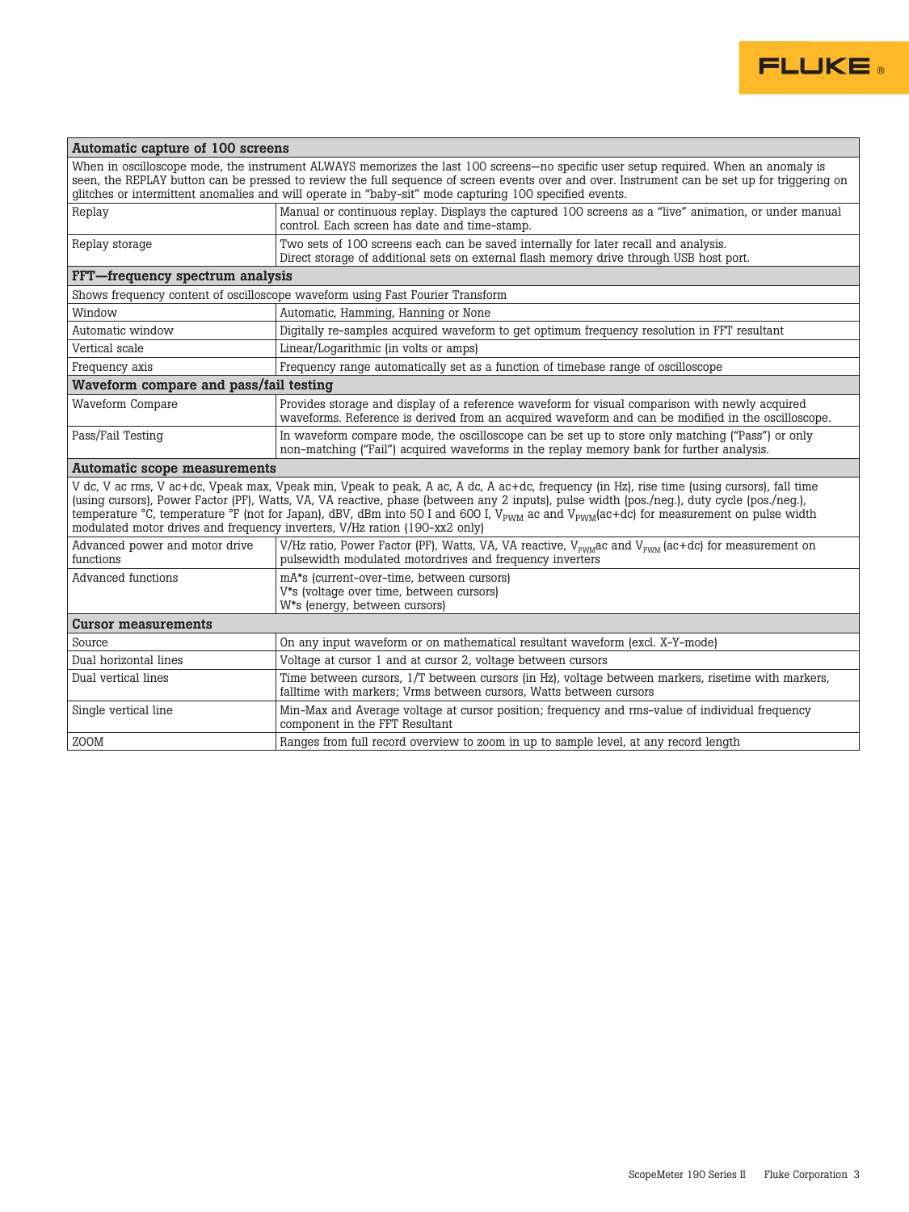| Automatic capture of 100 screens | |
|---|---|
| When in oscilloscope mode, the instrument ALWAYS memorizes the last 100 screens—no specific user setup required. When an anomaly is seen, the REPLAY button can be pressed to review the full sequence of screen events over and over. Instrument can be set up for triggering on glitches or intermittent anomalies and will operate in "baby-sit" mode capturing 100 specified events. | |
| Replay | Manual or continuous replay. Displays the captured 100 screens as a "live" animation, or under manual control. Each screen has date and time-stamp. |
| Replay storage | Two sets of 100 screens each can be saved internally for later recall and analysis. Direct storage of additional sets on external flash memory drive through USB host port. |
| **FFT—frequency spectrum analysis** | |
| Shows frequency content of oscilloscope waveform using Fast Fourier Transform | |
| Window | Automatic, Hamming, Hanning or None |
| Automatic window | Digitally re-samples acquired waveform to get optimum frequency resolution in FFT resultant |
| Vertical scale | Linear/Logarithmic (in volts or amps) |
| Frequency axis | Frequency range automatically set as a function of timebase range of oscilloscope |
| **Waveform compare and pass/fail testing** | |
| Waveform Compare | Provides storage and display of a reference waveform for visual comparison with newly acquired waveforms. Reference is derived from an acquired waveform and can be modified in the oscilloscope. |
| Pass/Fail Testing | In waveform compare mode, the oscilloscope can be set up to store only matching ("Pass") or only non-matching ("Fail") acquired waveforms in the replay memory bank for further analysis. |
| **Automatic scope measurements** | |
| V dc, V ac rms, V ac+dc, Vpeak max, Vpeak min, Vpeak to peak, A ac, A dc, A ac+dc, frequency (in Hz), rise time (using cursors), fall time (using cursors), Power Factor (PF), Watts, VA, VA reactive, phase (between any 2 inputs), pulse width (pos./neg.), duty cycle (pos./neg.), temperature °C, temperature °F (not for Japan), dBV, dBm into 50 I and 600 I, $V_{PWM}$ ac and $V_{PWM}$(ac+dc) for measurement on pulse width modulated motor drives and frequency inverters, V/Hz ration (190-xx2 only) | |
| Advanced power and motor drive functions | V/Hz ratio, Power Factor (PF), Watts, VA, VA reactive, $V_{PWM}$ac and $V_{PWM}$ (ac+dc) for measurement on pulsewidth modulated motordrives and frequency inverters |
| Advanced functions | mA*s (current-over-time, between cursors)<br>V*s (voltage over time, between cursors)<br>W*s (energy, between cursors) |
| **Cursor measurements** | |
| Source | On any input waveform or on mathematical resultant waveform (excl. X-Y-mode) |
| Dual horizontal lines | Voltage at cursor 1 and at cursor 2, voltage between cursors |
| Dual vertical lines | Time between cursors, 1/T between cursors (in Hz), voltage between markers, risetime with markers, falltime with markers; Vrms between cursors, Watts between cursors |
| Single vertical line | Min-Max and Average voltage at cursor position; frequency and rms-value of individual frequency component in the FFT Resultant |
| ZOOM | Ranges from full record overview to zoom in up to sample level, at any record length |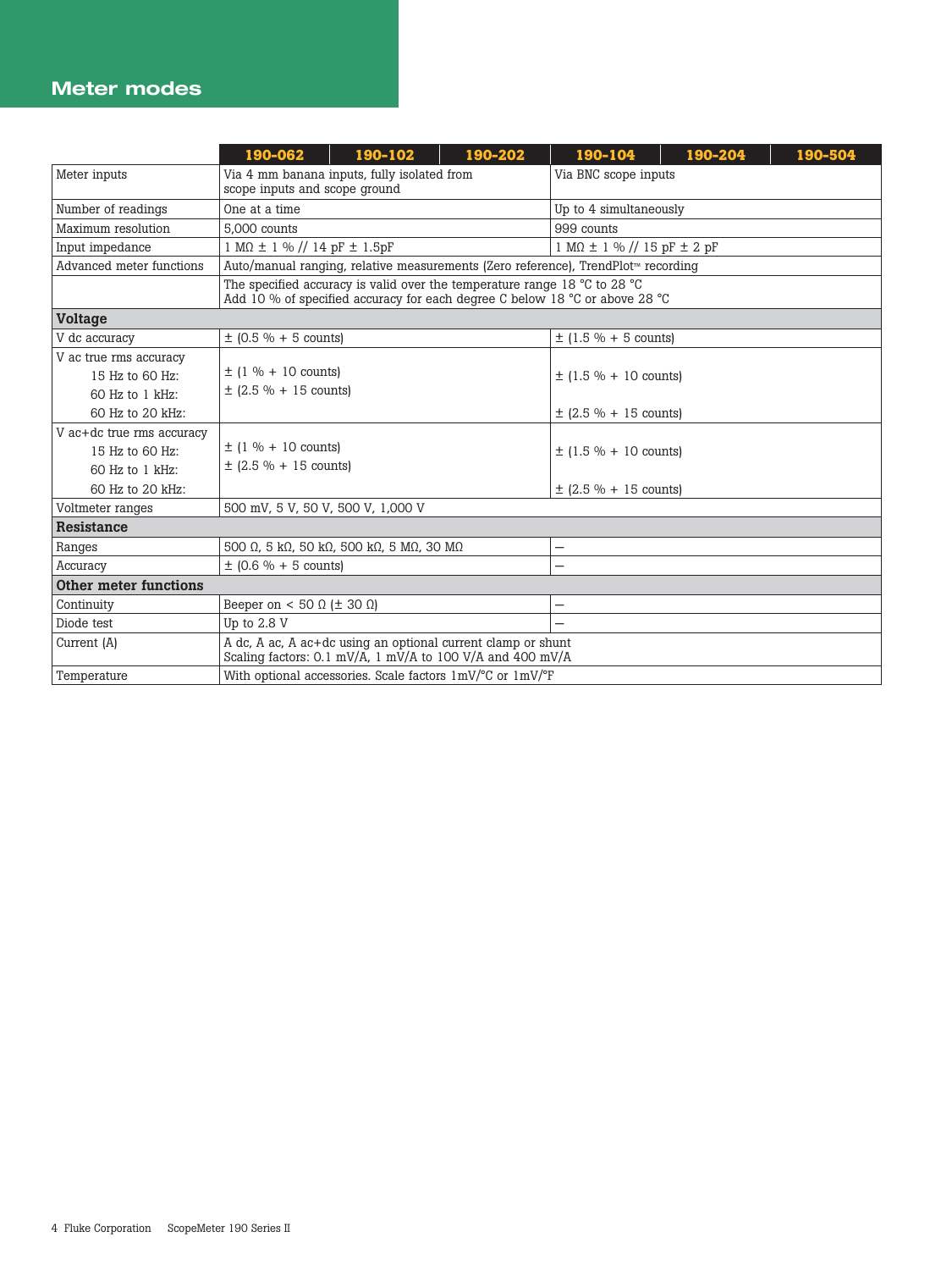## Meter modes

| | 190-062 | 190-102 | 190-202 | 190-104 | 190-204 | 190-504 |
|---|---|---|---|---|---|---|
| Meter inputs | Via 4 mm banana inputs, fully isolated from scope inputs and scope ground | | | Via BNC scope inputs | | |
| Number of readings | One at a time | | | Up to 4 simultaneously | | |
| Maximum resolution | 5,000 counts | | | 999 counts | | |
| Input impedance | 1 MΩ ± 1 % // 14 pF ± 1.5pF | | | 1 MΩ ± 1 % // 15 pF ± 2 pF | | |
| Advanced meter functions | Auto/manual ranging, relative measurements (Zero reference), TrendPlot™ recording | | | | | |
| | The specified accuracy is valid over the temperature range 18 °C to 28 °C<br>Add 10 % of specified accuracy for each degree C below 18 °C or above 28 °C | | | | | |
| **Voltage** | | | | | | |
| V dc accuracy | ± (0.5 % + 5 counts) | | | ± (1.5 % + 5 counts) | | |
| V ac true rms accuracy<br>15 Hz to 60 Hz:<br>60 Hz to 1 kHz:<br>60 Hz to 20 kHz: | ± (1 % + 10 counts)<br>± (2.5 % + 15 counts) | | | ± (1.5 % + 10 counts)<br><br>± (2.5 % + 15 counts) | | |
| V ac+dc true rms accuracy<br>15 Hz to 60 Hz:<br>60 Hz to 1 kHz:<br>60 Hz to 20 kHz: | ± (1 % + 10 counts)<br>± (2.5 % + 15 counts) | | | ± (1.5 % + 10 counts)<br><br>± (2.5 % + 15 counts) | | |
| Voltmeter ranges | 500 mV, 5 V, 50 V, 500 V, 1,000 V | | | | | |
| **Resistance** | | | | | | |
| Ranges | 500 Ω, 5 kΩ, 50 kΩ, 500 kΩ, 5 MΩ, 30 MΩ | | | – | | |
| Accuracy | ± (0.6 % + 5 counts) | | | – | | |
| **Other meter functions** | | | | | | |
| Continuity | Beeper on < 50 Ω (± 30 Ω) | | | – | | |
| Diode test | Up to 2.8 V | | | – | | |
| Current (A) | A dc, A ac, A ac+dc using an optional current clamp or shunt<br>Scaling factors: 0.1 mV/A, 1 mV/A to 100 V/A and 400 mV/A | | | | | |
| Temperature | With optional accessories. Scale factors 1mV/°C or 1mV/°F | | | | | |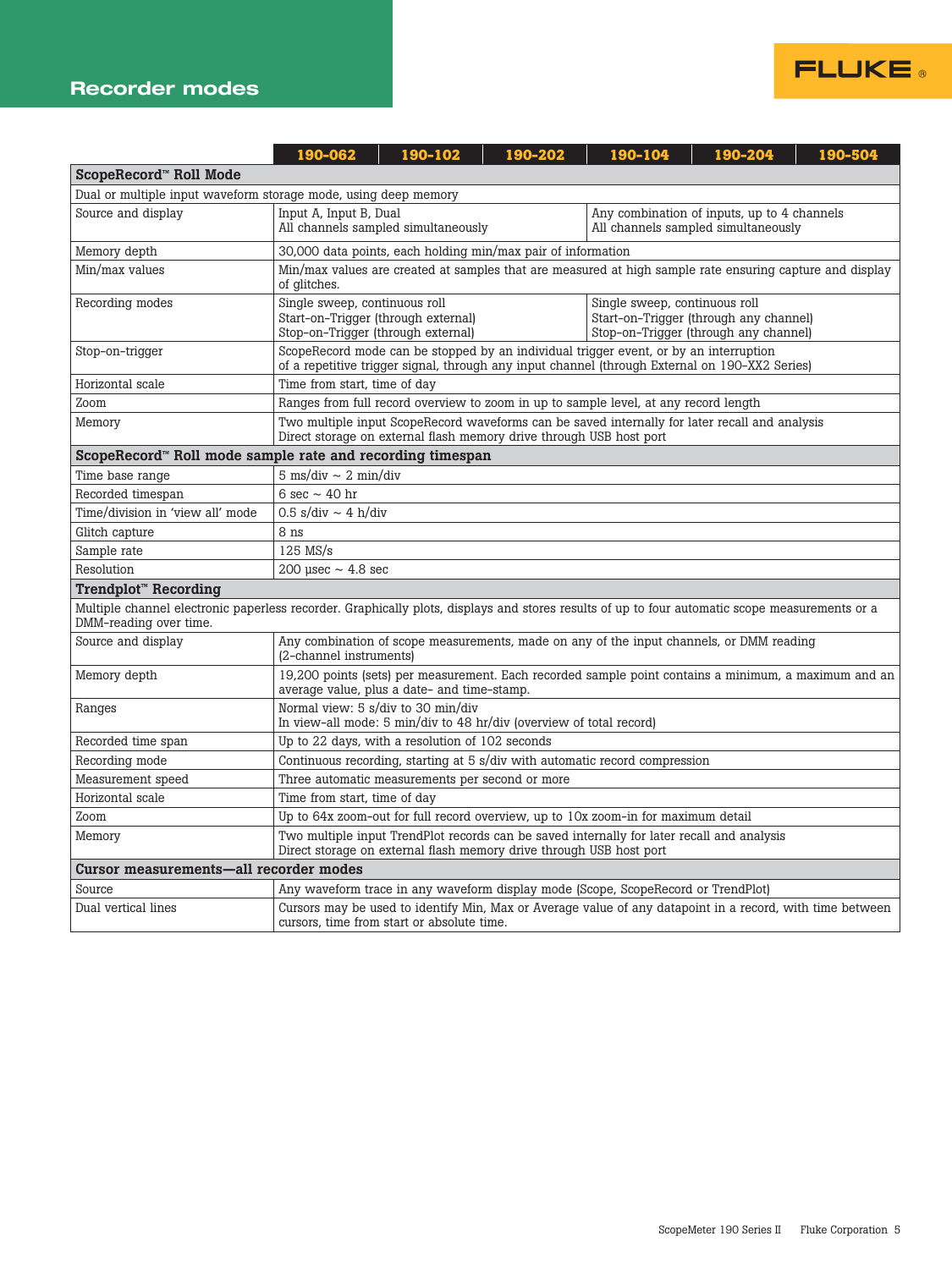## Recorder modes

| | 190-062 | 190-102 | 190-202 | 190-104 | 190-204 | 190-504 |
|---|---|---|---|---|---|---|
| **ScopeRecord™ Roll Mode** | | | | | | |
| Dual or multiple input waveform storage mode, using deep memory | | | | | | |
| Source and display | Input A, Input B, Dual<br>All channels sampled simultaneously | | | Any combination of inputs, up to 4 channels<br>All channels sampled simultaneously | | |
| Memory depth | 30,000 data points, each holding min/max pair of information | | | | | |
| Min/max values | Min/max values are created at samples that are measured at high sample rate ensuring capture and display of glitches. | | | | | |
| Recording modes | Single sweep, continuous roll<br>Start-on-Trigger (through external)<br>Stop-on-Trigger (through external) | | | Single sweep, continuous roll<br>Start-on-Trigger (through any channel)<br>Stop-on-Trigger (through any channel) | | |
| Stop-on-trigger | ScopeRecord mode can be stopped by an individual trigger event, or by an interruption of a repetitive trigger signal, through any input channel (through External on 190-XX2 Series) | | | | | |
| Horizontal scale | Time from start, time of day | | | | | |
| Zoom | Ranges from full record overview to zoom in up to sample level, at any record length | | | | | |
| Memory | Two multiple input ScopeRecord waveforms can be saved internally for later recall and analysis<br>Direct storage on external flash memory drive through USB host port | | | | | |
| **ScopeRecord™ Roll mode sample rate and recording timespan** | | | | | | |
| Time base range | 5 ms/div ~ 2 min/div | | | | | |
| Recorded timespan | 6 sec ~ 40 hr | | | | | |
| Time/division in 'view all' mode | 0.5 s/div ~ 4 h/div | | | | | |
| Glitch capture | 8 ns | | | | | |
| Sample rate | 125 MS/s | | | | | |
| Resolution | 200 µsec ~ 4.8 sec | | | | | |
| **Trendplot™ Recording** | | | | | | |
| Multiple channel electronic paperless recorder. Graphically plots, displays and stores results of up to four automatic scope measurements or a DMM-reading over time. | | | | | | |
| Source and display | Any combination of scope measurements, made on any of the input channels, or DMM reading (2-channel instruments) | | | | | |
| Memory depth | 19,200 points (sets) per measurement. Each recorded sample point contains a minimum, a maximum and an average value, plus a date- and time-stamp. | | | | | |
| Ranges | Normal view: 5 s/div to 30 min/div<br>In view-all mode: 5 min/div to 48 hr/div (overview of total record) | | | | | |
| Recorded time span | Up to 22 days, with a resolution of 102 seconds | | | | | |
| Recording mode | Continuous recording, starting at 5 s/div with automatic record compression | | | | | |
| Measurement speed | Three automatic measurements per second or more | | | | | |
| Horizontal scale | Time from start, time of day | | | | | |
| Zoom | Up to 64x zoom-out for full record overview, up to 10x zoom-in for maximum detail | | | | | |
| Memory | Two multiple input TrendPlot records can be saved internally for later recall and analysis<br>Direct storage on external flash memory drive through USB host port | | | | | |
| **Cursor measurements—all recorder modes** | | | | | | |
| Source | Any waveform trace in any waveform display mode (Scope, ScopeRecord or TrendPlot) | | | | | |
| Dual vertical lines | Cursors may be used to identify Min, Max or Average value of any datapoint in a record, with time between cursors, time from start or absolute time. | | | | | |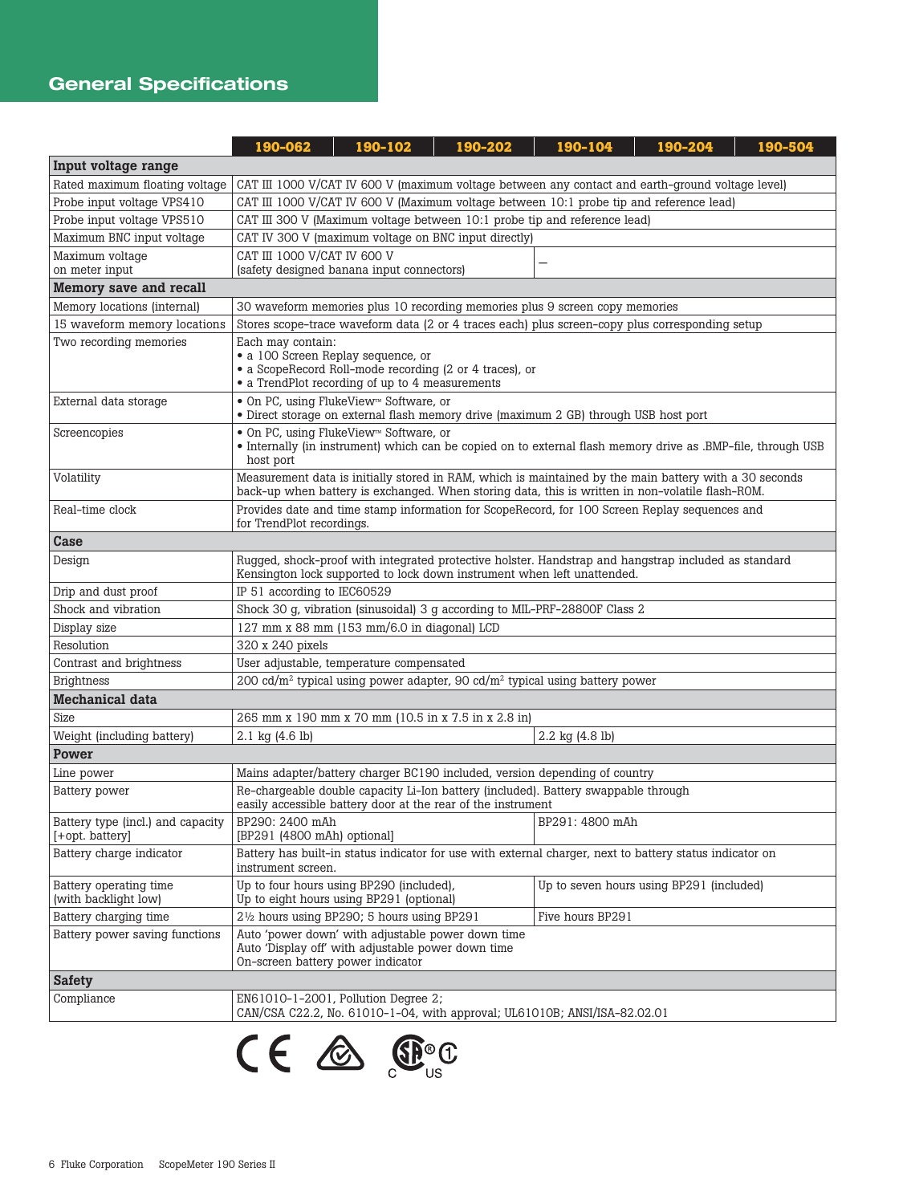## General Specifications

| | 190-062 | 190-102 | 190-202 | 190-104 | 190-204 | 190-504 |
|---|---|---|---|---|---|---|
| **Input voltage range** | | | | | | |
| Rated maximum floating voltage | CAT III 1000 V/CAT IV 600 V (maximum voltage between any contact and earth-ground voltage level) | | | | | |
| Probe input voltage VPS410 | CAT III 1000 V/CAT IV 600 V (Maximum voltage between 10:1 probe tip and reference lead) | | | | | |
| Probe input voltage VPS510 | CAT III 300 V (Maximum voltage between 10:1 probe tip and reference lead) | | | | | |
| Maximum BNC input voltage | CAT IV 300 V (maximum voltage on BNC input directly) | | | | | |
| Maximum voltage on meter input | CAT III 1000 V/CAT IV 600 V (safety designed banana input connectors) | | | – | | |
| **Memory save and recall** | | | | | | |
| Memory locations (internal) | 30 waveform memories plus 10 recording memories plus 9 screen copy memories | | | | | |
| 15 waveform memory locations | Stores scope-trace waveform data (2 or 4 traces each) plus screen-copy plus corresponding setup | | | | | |
| Two recording memories | Each may contain: • a 100 Screen Replay sequence, or • a ScopeRecord Roll-mode recording (2 or 4 traces), or • a TrendPlot recording of up to 4 measurements | | | | | |
| External data storage | • On PC, using FlukeView™ Software, or • Direct storage on external flash memory drive (maximum 2 GB) through USB host port | | | | | |
| Screencopies | • On PC, using FlukeView™ Software, or • Internally (in instrument) which can be copied on to external flash memory drive as .BMP-file, through USB host port | | | | | |
| Volatility | Measurement data is initially stored in RAM, which is maintained by the main battery with a 30 seconds back-up when battery is exchanged. When storing data, this is written in non-volatile flash-ROM. | | | | | |
| Real-time clock | Provides date and time stamp information for ScopeRecord, for 100 Screen Replay sequences and for TrendPlot recordings. | | | | | |
| **Case** | | | | | | |
| Design | Rugged, shock-proof with integrated protective holster. Handstrap and hangstrap included as standard Kensington lock supported to lock down instrument when left unattended. | | | | | |
| Drip and dust proof | IP 51 according to IEC60529 | | | | | |
| Shock and vibration | Shock 30 g, vibration (sinusoidal) 3 g according to MIL-PRF-28800F Class 2 | | | | | |
| Display size | 127 mm x 88 mm (153 mm/6.0 in diagonal) LCD | | | | | |
| Resolution | 320 x 240 pixels | | | | | |
| Contrast and brightness | User adjustable, temperature compensated | | | | | |
| Brightness | 200 cd/m² typical using power adapter, 90 cd/m² typical using battery power | | | | | |
| **Mechanical data** | | | | | | |
| Size | 265 mm x 190 mm x 70 mm (10.5 in x 7.5 in x 2.8 in) | | | | | |
| Weight (including battery) | 2.1 kg (4.6 lb) | | | 2.2 kg (4.8 lb) | | |
| **Power** | | | | | | |
| Line power | Mains adapter/battery charger BC190 included, version depending of country | | | | | |
| Battery power | Re-chargeable double capacity Li-Ion battery (included). Battery swappable through easily accessible battery door at the rear of the instrument | | | | | |
| Battery type (incl.) and capacity [+opt. battery] | BP290: 2400 mAh [BP291 (4800 mAh) optional] | | | BP291: 4800 mAh | | |
| Battery charge indicator | Battery has built-in status indicator for use with external charger, next to battery status indicator on instrument screen. | | | | | |
| Battery operating time (with backlight low) | Up to four hours using BP290 (included), Up to eight hours using BP291 (optional) | | | Up to seven hours using BP291 (included) | | |
| Battery charging time | 2½ hours using BP290; 5 hours using BP291 | | | Five hours BP291 | | |
| Battery power saving functions | Auto 'power down' with adjustable power down time Auto 'Display off' with adjustable power down time On-screen battery power indicator | | | | | |
| **Safety** | | | | | | |
| Compliance | EN61010-1-2001, Pollution Degree 2; CAN/CSA C22.2, No. 61010-1-04, with approval; UL61010B; ANSI/ISA-82.02.01 | | | | | |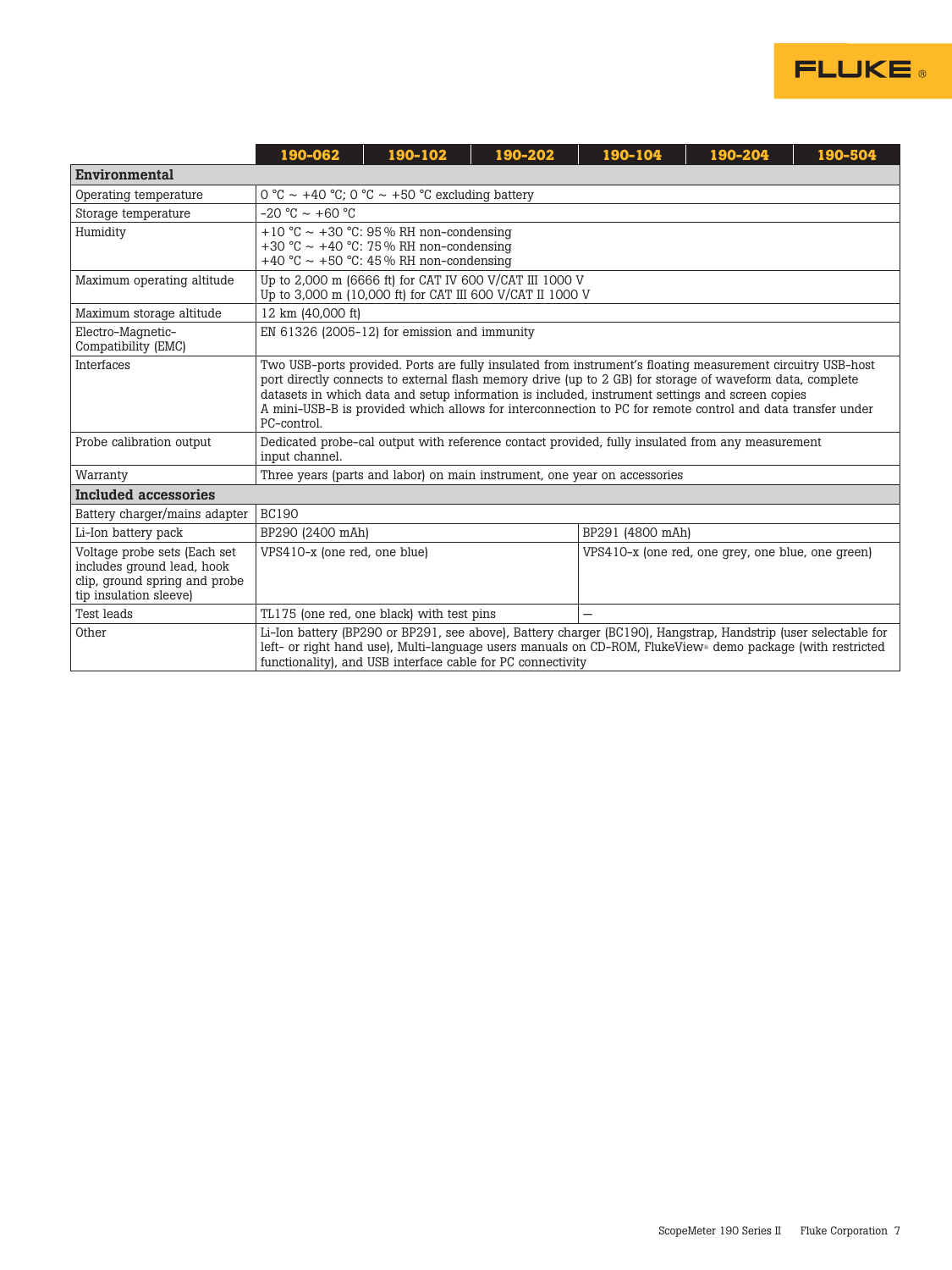| | 190-062 | 190-102 | 190-202 | 190-104 | 190-204 | 190-504 |
|---|---|---|---|---|---|---|
| **Environmental** | | | | | | |
| Operating temperature | 0 °C ~ +40 °C; 0 °C ~ +50 °C excluding battery | | | | | |
| Storage temperature | -20 °C ~ +60 °C | | | | | |
| Humidity | +10 °C ~ +30 °C: 95 % RH non-condensing<br>+30 °C ~ +40 °C: 75 % RH non-condensing<br>+40 °C ~ +50 °C: 45 % RH non-condensing | | | | | |
| Maximum operating altitude | Up to 2,000 m (6666 ft) for CAT IV 600 V/CAT III 1000 V<br>Up to 3,000 m (10,000 ft) for CAT III 600 V/CAT II 1000 V | | | | | |
| Maximum storage altitude | 12 km (40,000 ft) | | | | | |
| Electro-Magnetic-Compatibility (EMC) | EN 61326 (2005-12) for emission and immunity | | | | | |
| Interfaces | Two USB-ports provided. Ports are fully insulated from instrument's floating measurement circuitry USB-host port directly connects to external flash memory drive (up to 2 GB) for storage of waveform data, complete datasets in which data and setup information is included, instrument settings and screen copies<br>A mini-USB-B is provided which allows for interconnection to PC for remote control and data transfer under PC-control. | | | | | |
| Probe calibration output | Dedicated probe-cal output with reference contact provided, fully insulated from any measurement input channel. | | | | | |
| Warranty | Three years (parts and labor) on main instrument, one year on accessories | | | | | |
| **Included accessories** | | | | | | |
| Battery charger/mains adapter | BC190 | | | | | |
| Li-Ion battery pack | BP290 (2400 mAh) | | | BP291 (4800 mAh) | | |
| Voltage probe sets (Each set includes ground lead, hook clip, ground spring and probe tip insulation sleeve) | VPS410-x (one red, one blue) | | | VPS410-x (one red, one grey, one blue, one green) | | |
| Test leads | TL175 (one red, one black) with test pins | | | — | | |
| Other | Li-Ion battery (BP290 or BP291, see above), Battery charger (BC190), Hangstrap, Handstrip (user selectable for left- or right hand use), Multi-language users manuals on CD-ROM, FlukeView® demo package (with restricted functionality), and USB interface cable for PC connectivity | | | | | |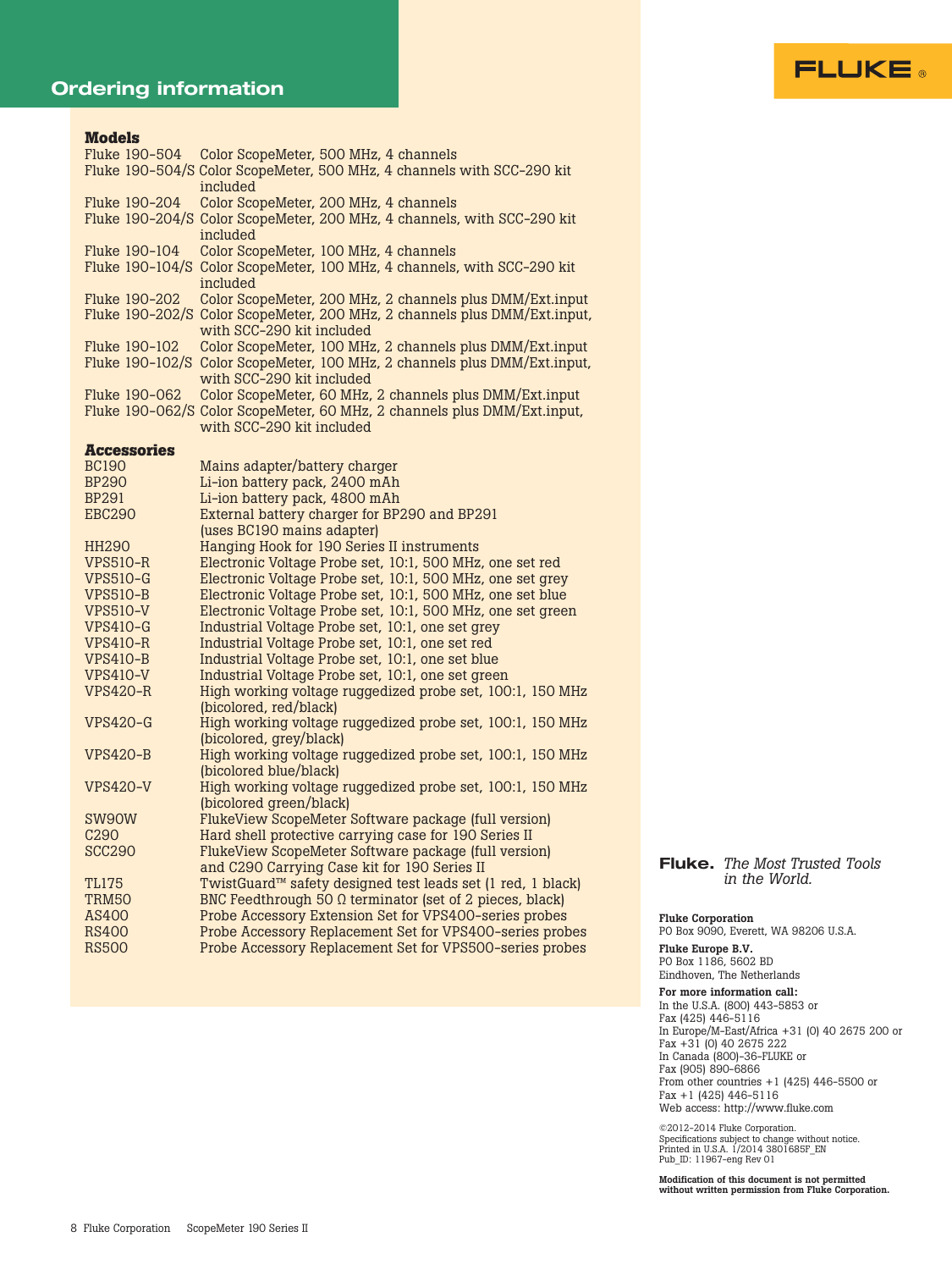# Ordering information

FLUKE ®

## Models

| | |
|---|---|
| Fluke 190-504 | Color ScopeMeter, 500 MHz, 4 channels |
| Fluke 190-504/S | Color ScopeMeter, 500 MHz, 4 channels with SCC-290 kit included |
| Fluke 190-204 | Color ScopeMeter, 200 MHz, 4 channels |
| Fluke 190-204/S | Color ScopeMeter, 200 MHz, 4 channels, with SCC-290 kit included |
| Fluke 190-104 | Color ScopeMeter, 100 MHz, 4 channels |
| Fluke 190-104/S | Color ScopeMeter, 100 MHz, 4 channels, with SCC-290 kit included |
| Fluke 190-202 | Color ScopeMeter, 200 MHz, 2 channels plus DMM/Ext.input |
| Fluke 190-202/S | Color ScopeMeter, 200 MHz, 2 channels plus DMM/Ext.input, with SCC-290 kit included |
| Fluke 190-102 | Color ScopeMeter, 100 MHz, 2 channels plus DMM/Ext.input |
| Fluke 190-102/S | Color ScopeMeter, 100 MHz, 2 channels plus DMM/Ext.input, with SCC-290 kit included |
| Fluke 190-062 | Color ScopeMeter, 60 MHz, 2 channels plus DMM/Ext.input |
| Fluke 190-062/S | Color ScopeMeter, 60 MHz, 2 channels plus DMM/Ext.input, with SCC-290 kit included |

## Accessories

| | |
|---|---|
| BC190 | Mains adapter/battery charger |
| BP290 | Li-ion battery pack, 2400 mAh |
| BP291 | Li-ion battery pack, 4800 mAh |
| EBC290 | External battery charger for BP290 and BP291 (uses BC190 mains adapter) |
| HH290 | Hanging Hook for 190 Series II instruments |
| VPS510-R | Electronic Voltage Probe set, 10:1, 500 MHz, one set red |
| VPS510-G | Electronic Voltage Probe set, 10:1, 500 MHz, one set grey |
| VPS510-B | Electronic Voltage Probe set, 10:1, 500 MHz, one set blue |
| VPS510-V | Electronic Voltage Probe set, 10:1, 500 MHz, one set green |
| VPS410-G | Industrial Voltage Probe set, 10:1, one set grey |
| VPS410-R | Industrial Voltage Probe set, 10:1, one set red |
| VPS410-B | Industrial Voltage Probe set, 10:1, one set blue |
| VPS410-V | Industrial Voltage Probe set, 10:1, one set green |
| VPS420-R | High working voltage ruggedized probe set, 100:1, 150 MHz (bicolored, red/black) |
| VPS420-G | High working voltage ruggedized probe set, 100:1, 150 MHz (bicolored, grey/black) |
| VPS420-B | High working voltage ruggedized probe set, 100:1, 150 MHz (bicolored blue/black) |
| VPS420-V | High working voltage ruggedized probe set, 100:1, 150 MHz (bicolored green/black) |
| SW90W | FlukeView ScopeMeter Software package (full version) |
| C290 | Hard shell protective carrying case for 190 Series II |
| SCC290 | FlukeView ScopeMeter Software package (full version) and C290 Carrying Case kit for 190 Series II |
| TL175 | TwistGuard™ safety designed test leads set (1 red, 1 black) |
| TRM50 | BNC Feedthrough 50 Ω terminator (set of 2 pieces, black) |
| AS400 | Probe Accessory Extension Set for VPS400-series probes |
| RS400 | Probe Accessory Replacement Set for VPS400-series probes |
| RS500 | Probe Accessory Replacement Set for VPS500-series probes |

**Fluke.** *The Most Trusted Tools in the World.*

**Fluke Corporation**
PO Box 9090, Everett, WA 98206 U.S.A.

**Fluke Europe B.V.**
PO Box 1186, 5602 BD
Eindhoven, The Netherlands

**For more information call:**
In the U.S.A. (800) 443-5853 or
Fax (425) 446-5116
In Europe/M-East/Africa +31 (0) 40 2675 200 or
Fax +31 (0) 40 2675 222
In Canada (800)-36-FLUKE or
Fax (905) 890-6866
From other countries +1 (425) 446-5500 or
Fax +1 (425) 446-5116
Web access: http://www.fluke.com

©2012-2014 Fluke Corporation.
Specifications subject to change without notice.
Printed in U.S.A. 1/2014 3801685F_EN
Pub_ID: 11967-eng Rev 01

**Modification of this document is not permitted without written permission from Fluke Corporation.**